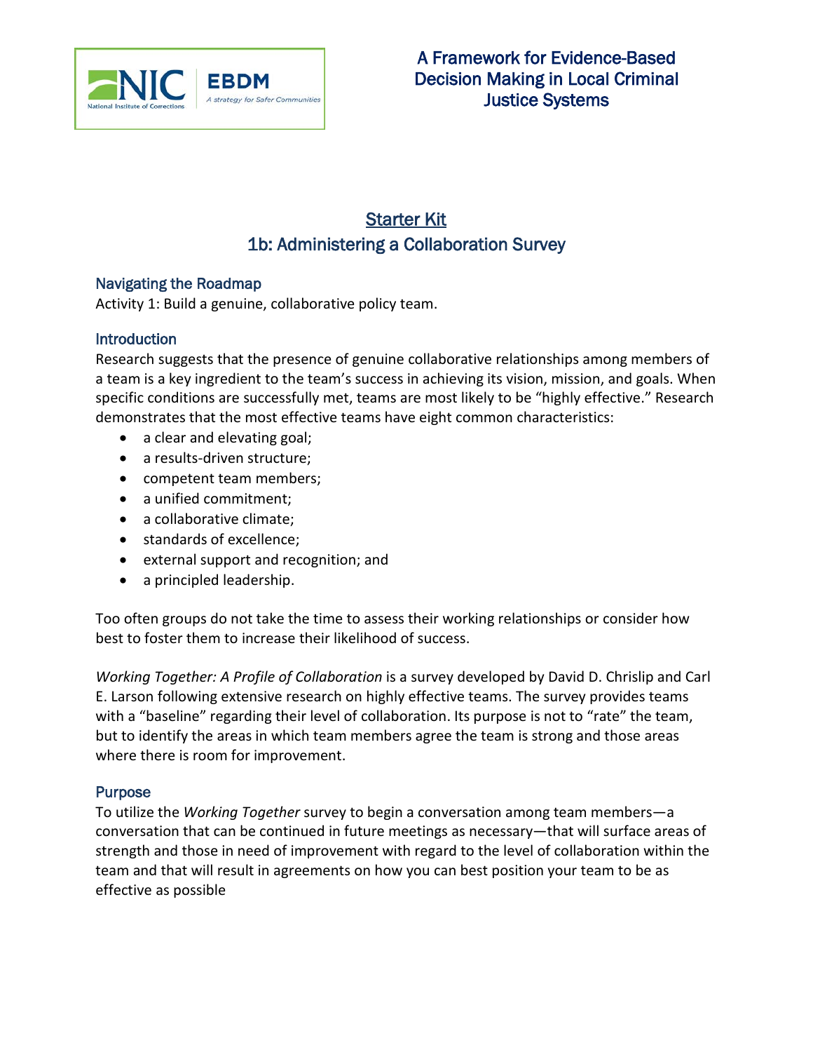A Framework for Evidence-Based Decision Making in Local Criminal Justice Systems

# Starter Kit
## 1b: Administering a Collaboration Survey

### Navigating the Roadmap

Activity 1: Build a genuine, collaborative policy team.

### Introduction

Research suggests that the presence of genuine collaborative relationships among members of a team is a key ingredient to the team's success in achieving its vision, mission, and goals. When specific conditions are successfully met, teams are most likely to be "highly effective." Research demonstrates that the most effective teams have eight common characteristics:

- a clear and elevating goal;
- a results-driven structure;
- competent team members;
- a unified commitment;
- a collaborative climate;
- standards of excellence;
- external support and recognition; and
- a principled leadership.

Too often groups do not take the time to assess their working relationships or consider how best to foster them to increase their likelihood of success.

*Working Together: A Profile of Collaboration* is a survey developed by David D. Chrislip and Carl E. Larson following extensive research on highly effective teams. The survey provides teams with a "baseline" regarding their level of collaboration. Its purpose is not to "rate" the team, but to identify the areas in which team members agree the team is strong and those areas where there is room for improvement.

### Purpose

To utilize the *Working Together* survey to begin a conversation among team members—a conversation that can be continued in future meetings as necessary—that will surface areas of strength and those in need of improvement with regard to the level of collaboration within the team and that will result in agreements on how you can best position your team to be as effective as possible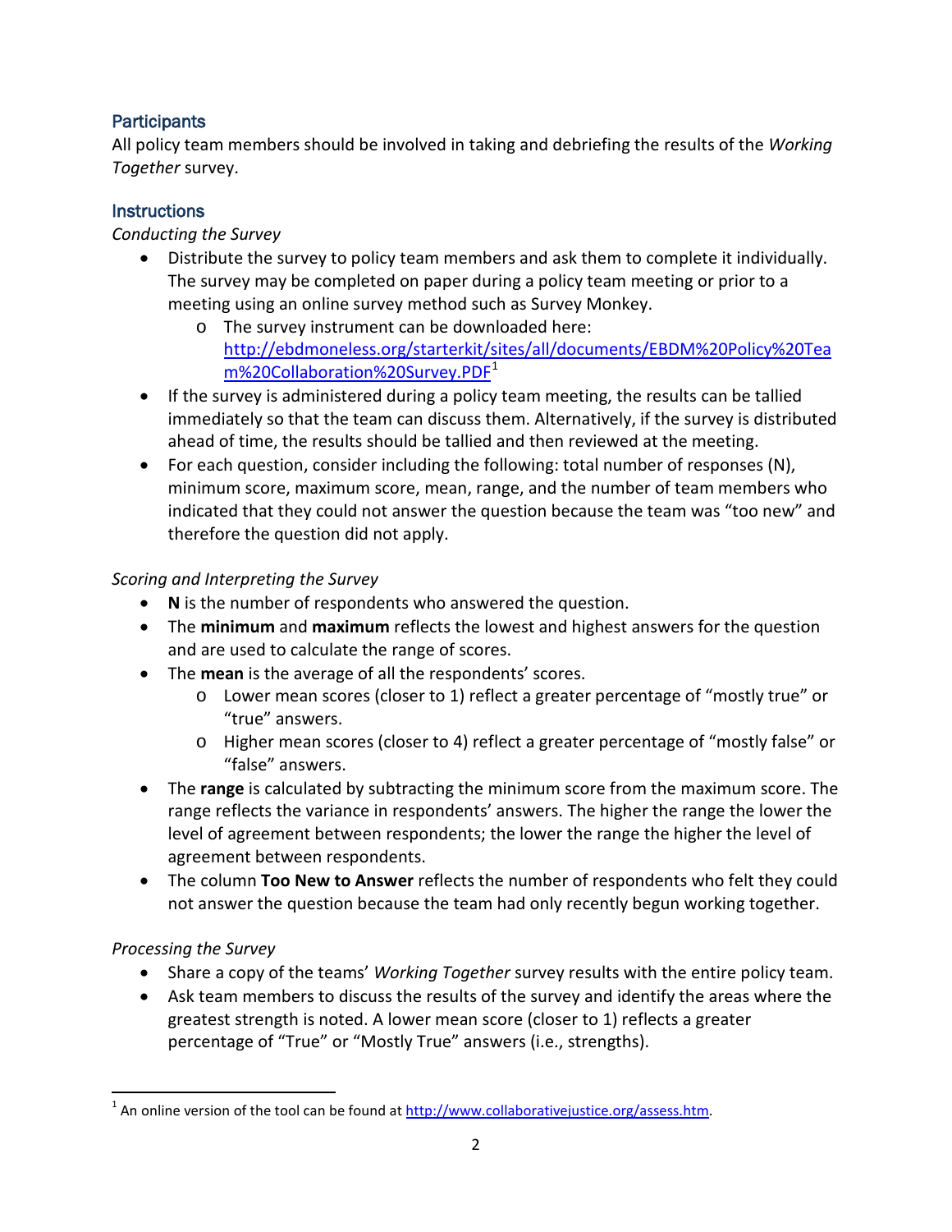## Participants

All policy team members should be involved in taking and debriefing the results of the *Working Together* survey.

## Instructions

*Conducting the Survey*

- Distribute the survey to policy team members and ask them to complete it individually. The survey may be completed on paper during a policy team meeting or prior to a meeting using an online survey method such as Survey Monkey.
  - The survey instrument can be downloaded here: http://ebdmoneless.org/starterkit/sites/all/documents/EBDM%20Policy%20Team%20Collaboration%20Survey.PDF[1]
- If the survey is administered during a policy team meeting, the results can be tallied immediately so that the team can discuss them. Alternatively, if the survey is distributed ahead of time, the results should be tallied and then reviewed at the meeting.
- For each question, consider including the following: total number of responses (N), minimum score, maximum score, mean, range, and the number of team members who indicated that they could not answer the question because the team was "too new" and therefore the question did not apply.

*Scoring and Interpreting the Survey*

- **N** is the number of respondents who answered the question.
- The **minimum** and **maximum** reflects the lowest and highest answers for the question and are used to calculate the range of scores.
- The **mean** is the average of all the respondents' scores.
  - Lower mean scores (closer to 1) reflect a greater percentage of "mostly true" or "true" answers.
  - Higher mean scores (closer to 4) reflect a greater percentage of "mostly false" or "false" answers.
- The **range** is calculated by subtracting the minimum score from the maximum score. The range reflects the variance in respondents' answers. The higher the range the lower the level of agreement between respondents; the lower the range the higher the level of agreement between respondents.
- The column **Too New to Answer** reflects the number of respondents who felt they could not answer the question because the team had only recently begun working together.

*Processing the Survey*

- Share a copy of the teams' *Working Together* survey results with the entire policy team.
- Ask team members to discuss the results of the survey and identify the areas where the greatest strength is noted. A lower mean score (closer to 1) reflects a greater percentage of "True" or "Mostly True" answers (i.e., strengths).

---

[1] An online version of the tool can be found at http://www.collaborativejustice.org/assess.htm.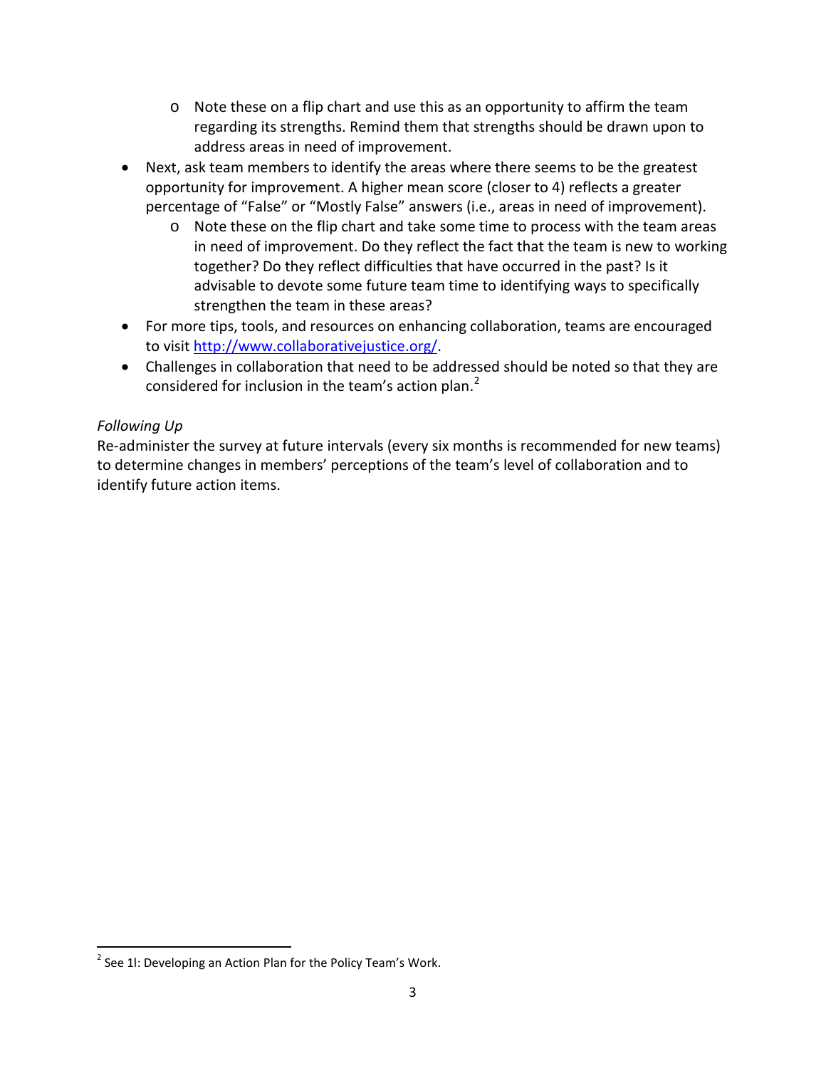- Note these on a flip chart and use this as an opportunity to affirm the team regarding its strengths. Remind them that strengths should be drawn upon to address areas in need of improvement.
- Next, ask team members to identify the areas where there seems to be the greatest opportunity for improvement. A higher mean score (closer to 4) reflects a greater percentage of "False" or "Mostly False" answers (i.e., areas in need of improvement).
    - Note these on the flip chart and take some time to process with the team areas in need of improvement. Do they reflect the fact that the team is new to working together? Do they reflect difficulties that have occurred in the past? Is it advisable to devote some future team time to identifying ways to specifically strengthen the team in these areas?
- For more tips, tools, and resources on enhancing collaboration, teams are encouraged to visit [http://www.collaborativejustice.org/](http://www.collaborativejustice.org/).
- Challenges in collaboration that need to be addressed should be noted so that they are considered for inclusion in the team's action plan.[2]

*Following Up*

Re-administer the survey at future intervals (every six months is recommended for new teams) to determine changes in members' perceptions of the team's level of collaboration and to identify future action items.

[2] See 1I: Developing an Action Plan for the Policy Team's Work.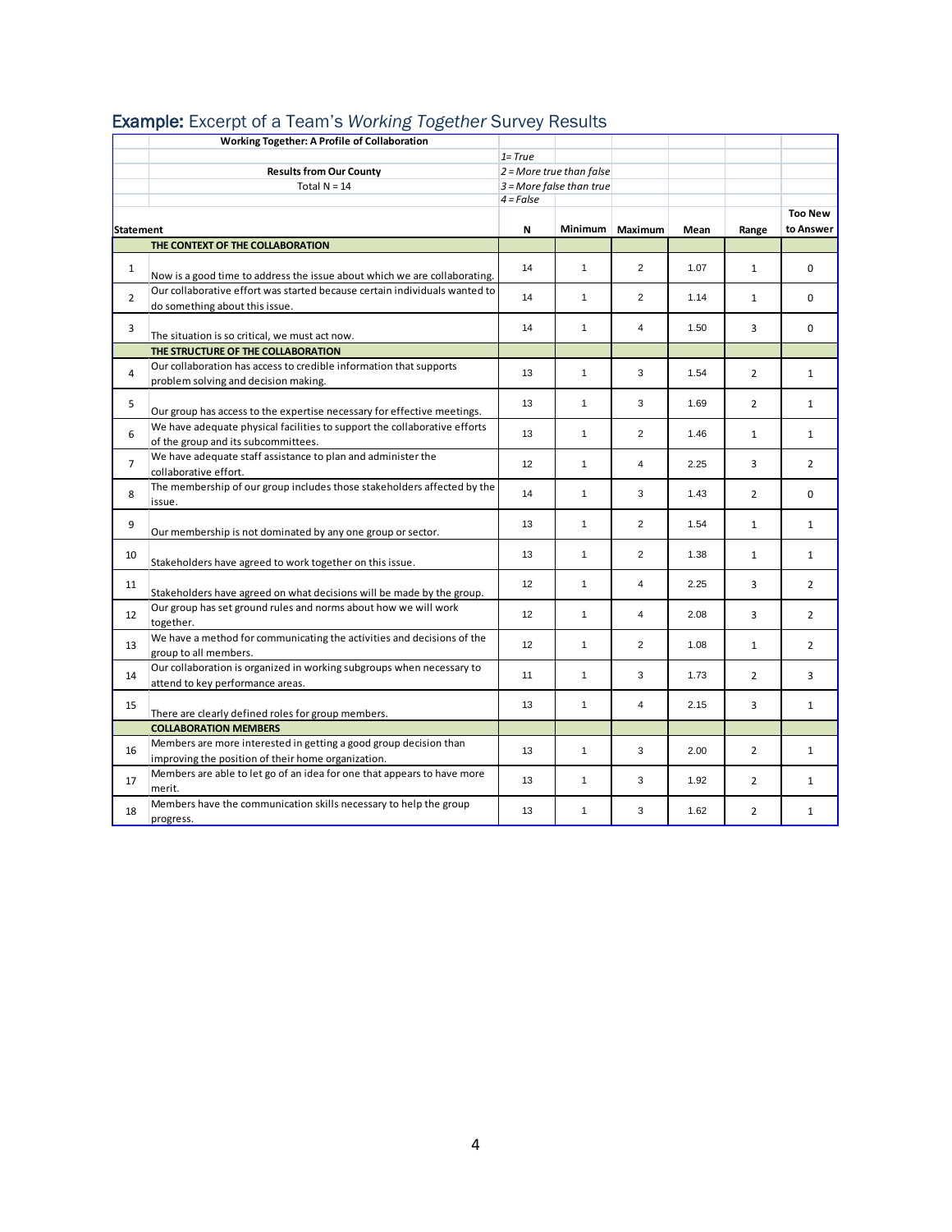## **Example:** Excerpt of a Team's *Working Together* Survey Results

**Working Together: A Profile of Collaboration**

**Results from Our County**

Total N = 14

*1= True*
*2 = More true than false*
*3 = More false than true*
*4 = False*

| Statement | | N | Minimum | Maximum | Mean | Range | Too New to Answer |
|---|---|---|---|---|---|---|---|
| | **THE CONTEXT OF THE COLLABORATION** | | | | | | |
| 1 | Now is a good time to address the issue about which we are collaborating. | 14 | 1 | 2 | 1.07 | 1 | 0 |
| 2 | Our collaborative effort was started because certain individuals wanted to do something about this issue. | 14 | 1 | 2 | 1.14 | 1 | 0 |
| 3 | The situation is so critical, we must act now. | 14 | 1 | 4 | 1.50 | 3 | 0 |
| | **THE STRUCTURE OF THE COLLABORATION** | | | | | | |
| 4 | Our collaboration has access to credible information that supports problem solving and decision making. | 13 | 1 | 3 | 1.54 | 2 | 1 |
| 5 | Our group has access to the expertise necessary for effective meetings. | 13 | 1 | 3 | 1.69 | 2 | 1 |
| 6 | We have adequate physical facilities to support the collaborative efforts of the group and its subcommittees. | 13 | 1 | 2 | 1.46 | 1 | 1 |
| 7 | We have adequate staff assistance to plan and administer the collaborative effort. | 12 | 1 | 4 | 2.25 | 3 | 2 |
| 8 | The membership of our group includes those stakeholders affected by the issue. | 14 | 1 | 3 | 1.43 | 2 | 0 |
| 9 | Our membership is not dominated by any one group or sector. | 13 | 1 | 2 | 1.54 | 1 | 1 |
| 10 | Stakeholders have agreed to work together on this issue. | 13 | 1 | 2 | 1.38 | 1 | 1 |
| 11 | Stakeholders have agreed on what decisions will be made by the group. | 12 | 1 | 4 | 2.25 | 3 | 2 |
| 12 | Our group has set ground rules and norms about how we will work together. | 12 | 1 | 4 | 2.08 | 3 | 2 |
| 13 | We have a method for communicating the activities and decisions of the group to all members. | 12 | 1 | 2 | 1.08 | 1 | 2 |
| 14 | Our collaboration is organized in working subgroups when necessary to attend to key performance areas. | 11 | 1 | 3 | 1.73 | 2 | 3 |
| 15 | There are clearly defined roles for group members. | 13 | 1 | 4 | 2.15 | 3 | 1 |
| | **COLLABORATION MEMBERS** | | | | | | |
| 16 | Members are more interested in getting a good group decision than improving the position of their home organization. | 13 | 1 | 3 | 2.00 | 2 | 1 |
| 17 | Members are able to let go of an idea for one that appears to have more merit. | 13 | 1 | 3 | 1.92 | 2 | 1 |
| 18 | Members have the communication skills necessary to help the group progress. | 13 | 1 | 3 | 1.62 | 2 | 1 |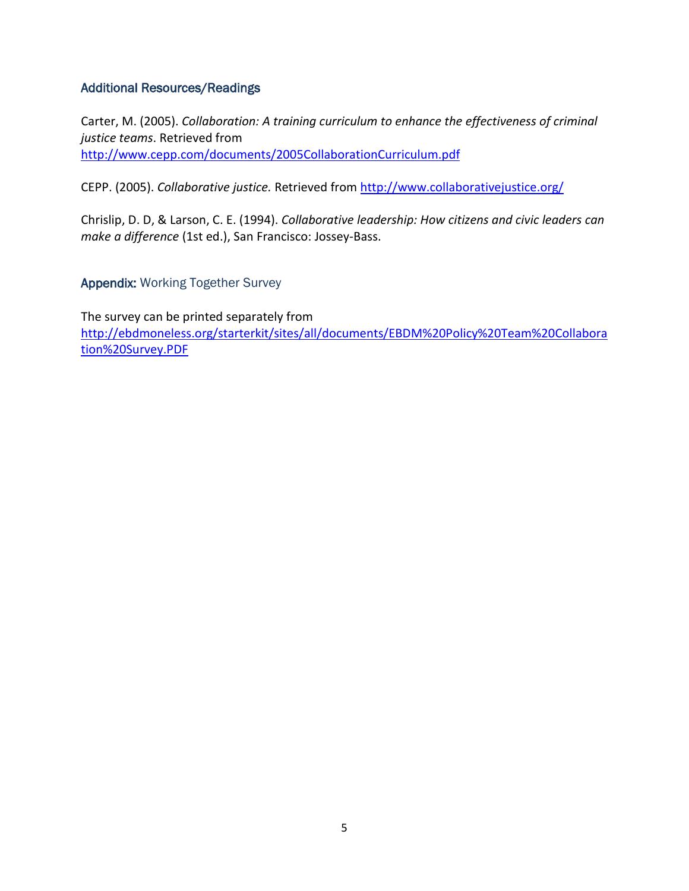## Additional Resources/Readings

Carter, M. (2005). *Collaboration: A training curriculum to enhance the effectiveness of criminal justice teams*. Retrieved from http://www.cepp.com/documents/2005CollaborationCurriculum.pdf

CEPP. (2005). *Collaborative justice.* Retrieved from http://www.collaborativejustice.org/

Chrislip, D. D, & Larson, C. E. (1994). *Collaborative leadership: How citizens and civic leaders can make a difference* (1st ed.), San Francisco: Jossey-Bass.

## Appendix: Working Together Survey

The survey can be printed separately from http://ebdmoneless.org/starterkit/sites/all/documents/EBDM%20Policy%20Team%20Collaboration%20Survey.PDF